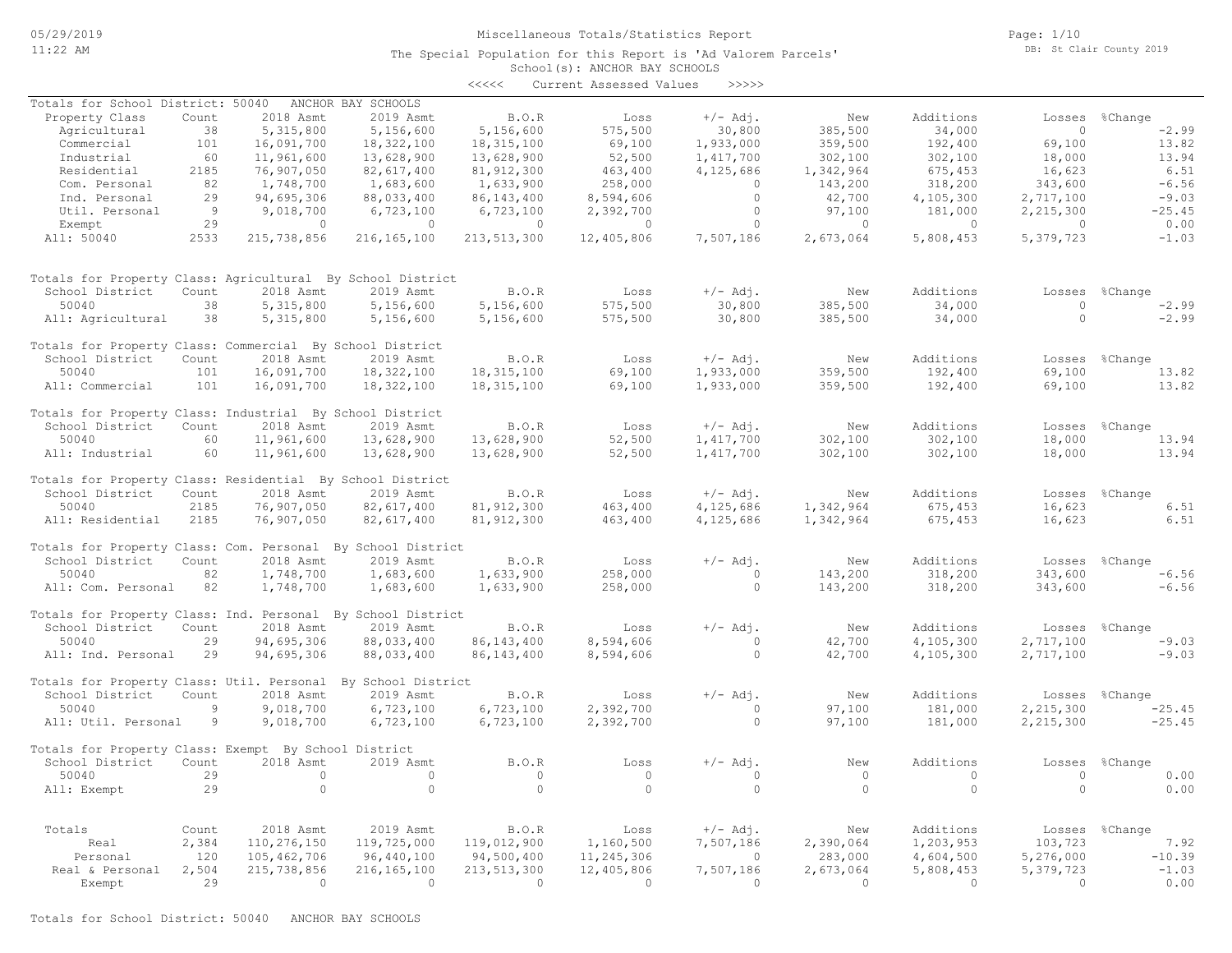# Miscellaneous Totals/Statistics Report

05/29/2019 11:22 AM

DB: St Clair County 2019

The Special Population for this Report is 'Ad Valorem Parcels'
School(s): ANCHOR BAY SCHOOLS

<<<<< Current Assessed Values >>>>>

Totals for School District: 50040 ANCHOR BAY SCHOOLS

| Property Class | Count | 2018 Asmt | 2019 Asmt | B.O.R | Loss | +/- Adj. | New | Additions | Losses | %Change |
|---|---|---|---|---|---|---|---|---|---|---|
| Agricultural | 38 | 5,315,800 | 5,156,600 | 5,156,600 | 575,500 | 30,800 | 385,500 | 34,000 | 0 | -2.99 |
| Commercial | 101 | 16,091,700 | 18,322,100 | 18,315,100 | 69,100 | 1,933,000 | 359,500 | 192,400 | 69,100 | 13.82 |
| Industrial | 60 | 11,961,600 | 13,628,900 | 13,628,900 | 52,500 | 1,417,700 | 302,100 | 302,100 | 18,000 | 13.94 |
| Residential | 2185 | 76,907,050 | 82,617,400 | 81,912,300 | 463,400 | 4,125,686 | 1,342,964 | 675,453 | 16,623 | 6.51 |
| Com. Personal | 82 | 1,748,700 | 1,683,600 | 1,633,900 | 258,000 | 0 | 143,200 | 318,200 | 343,600 | -6.56 |
| Ind. Personal | 29 | 94,695,306 | 88,033,400 | 86,143,400 | 8,594,606 | 0 | 42,700 | 4,105,300 | 2,717,100 | -9.03 |
| Util. Personal | 9 | 9,018,700 | 6,723,100 | 6,723,100 | 2,392,700 | 0 | 97,100 | 181,000 | 2,215,300 | -25.45 |
| Exempt | 29 | 0 | 0 | 0 | 0 | 0 | 0 | 0 | 0 | 0.00 |
| All: 50040 | 2533 | 215,738,856 | 216,165,100 | 213,513,300 | 12,405,806 | 7,507,186 | 2,673,064 | 5,808,453 | 5,379,723 | -1.03 |

Totals for Property Class: Agricultural By School District

| School District | Count | 2018 Asmt | 2019 Asmt | B.O.R | Loss | +/- Adj. | New | Additions | Losses | %Change |
|---|---|---|---|---|---|---|---|---|---|---|
| 50040 | 38 | 5,315,800 | 5,156,600 | 5,156,600 | 575,500 | 30,800 | 385,500 | 34,000 | 0 | -2.99 |
| All: Agricultural | 38 | 5,315,800 | 5,156,600 | 5,156,600 | 575,500 | 30,800 | 385,500 | 34,000 | 0 | -2.99 |

Totals for Property Class: Commercial By School District

| School District | Count | 2018 Asmt | 2019 Asmt | B.O.R | Loss | +/- Adj. | New | Additions | Losses | %Change |
|---|---|---|---|---|---|---|---|---|---|---|
| 50040 | 101 | 16,091,700 | 18,322,100 | 18,315,100 | 69,100 | 1,933,000 | 359,500 | 192,400 | 69,100 | 13.82 |
| All: Commercial | 101 | 16,091,700 | 18,322,100 | 18,315,100 | 69,100 | 1,933,000 | 359,500 | 192,400 | 69,100 | 13.82 |

Totals for Property Class: Industrial By School District

| School District | Count | 2018 Asmt | 2019 Asmt | B.O.R | Loss | +/- Adj. | New | Additions | Losses | %Change |
|---|---|---|---|---|---|---|---|---|---|---|
| 50040 | 60 | 11,961,600 | 13,628,900 | 13,628,900 | 52,500 | 1,417,700 | 302,100 | 302,100 | 18,000 | 13.94 |
| All: Industrial | 60 | 11,961,600 | 13,628,900 | 13,628,900 | 52,500 | 1,417,700 | 302,100 | 302,100 | 18,000 | 13.94 |

Totals for Property Class: Residential By School District

| School District | Count | 2018 Asmt | 2019 Asmt | B.O.R | Loss | +/- Adj. | New | Additions | Losses | %Change |
|---|---|---|---|---|---|---|---|---|---|---|
| 50040 | 2185 | 76,907,050 | 82,617,400 | 81,912,300 | 463,400 | 4,125,686 | 1,342,964 | 675,453 | 16,623 | 6.51 |
| All: Residential | 2185 | 76,907,050 | 82,617,400 | 81,912,300 | 463,400 | 4,125,686 | 1,342,964 | 675,453 | 16,623 | 6.51 |

Totals for Property Class: Com. Personal By School District

| School District | Count | 2018 Asmt | 2019 Asmt | B.O.R | Loss | +/- Adj. | New | Additions | Losses | %Change |
|---|---|---|---|---|---|---|---|---|---|---|
| 50040 | 82 | 1,748,700 | 1,683,600 | 1,633,900 | 258,000 | 0 | 143,200 | 318,200 | 343,600 | -6.56 |
| All: Com. Personal | 82 | 1,748,700 | 1,683,600 | 1,633,900 | 258,000 | 0 | 143,200 | 318,200 | 343,600 | -6.56 |

Totals for Property Class: Ind. Personal By School District

| School District | Count | 2018 Asmt | 2019 Asmt | B.O.R | Loss | +/- Adj. | New | Additions | Losses | %Change |
|---|---|---|---|---|---|---|---|---|---|---|
| 50040 | 29 | 94,695,306 | 88,033,400 | 86,143,400 | 8,594,606 | 0 | 42,700 | 4,105,300 | 2,717,100 | -9.03 |
| All: Ind. Personal | 29 | 94,695,306 | 88,033,400 | 86,143,400 | 8,594,606 | 0 | 42,700 | 4,105,300 | 2,717,100 | -9.03 |

Totals for Property Class: Util. Personal By School District

| School District | Count | 2018 Asmt | 2019 Asmt | B.O.R | Loss | +/- Adj. | New | Additions | Losses | %Change |
|---|---|---|---|---|---|---|---|---|---|---|
| 50040 | 9 | 9,018,700 | 6,723,100 | 6,723,100 | 2,392,700 | 0 | 97,100 | 181,000 | 2,215,300 | -25.45 |
| All: Util. Personal | 9 | 9,018,700 | 6,723,100 | 6,723,100 | 2,392,700 | 0 | 97,100 | 181,000 | 2,215,300 | -25.45 |

Totals for Property Class: Exempt By School District

| School District | Count | 2018 Asmt | 2019 Asmt | B.O.R | Loss | +/- Adj. | New | Additions | Losses | %Change |
|---|---|---|---|---|---|---|---|---|---|---|
| 50040 | 29 | 0 | 0 | 0 | 0 | 0 | 0 | 0 | 0 | 0.00 |
| All: Exempt | 29 | 0 | 0 | 0 | 0 | 0 | 0 | 0 | 0 | 0.00 |

| Totals | Count | 2018 Asmt | 2019 Asmt | B.O.R | Loss | +/- Adj. | New | Additions | Losses | %Change |
|---|---|---|---|---|---|---|---|---|---|---|
| Real | 2,384 | 110,276,150 | 119,725,000 | 119,012,900 | 1,160,500 | 7,507,186 | 2,390,064 | 1,203,953 | 103,723 | 7.92 |
| Personal | 120 | 105,462,706 | 96,440,100 | 94,500,400 | 11,245,306 | 0 | 283,000 | 4,604,500 | 5,276,000 | -10.39 |
| Real & Personal | 2,504 | 215,738,856 | 216,165,100 | 213,513,300 | 12,405,806 | 7,507,186 | 2,673,064 | 5,808,453 | 5,379,723 | -1.03 |
| Exempt | 29 | 0 | 0 | 0 | 0 | 0 | 0 | 0 | 0 | 0.00 |

Totals for School District: 50040 ANCHOR BAY SCHOOLS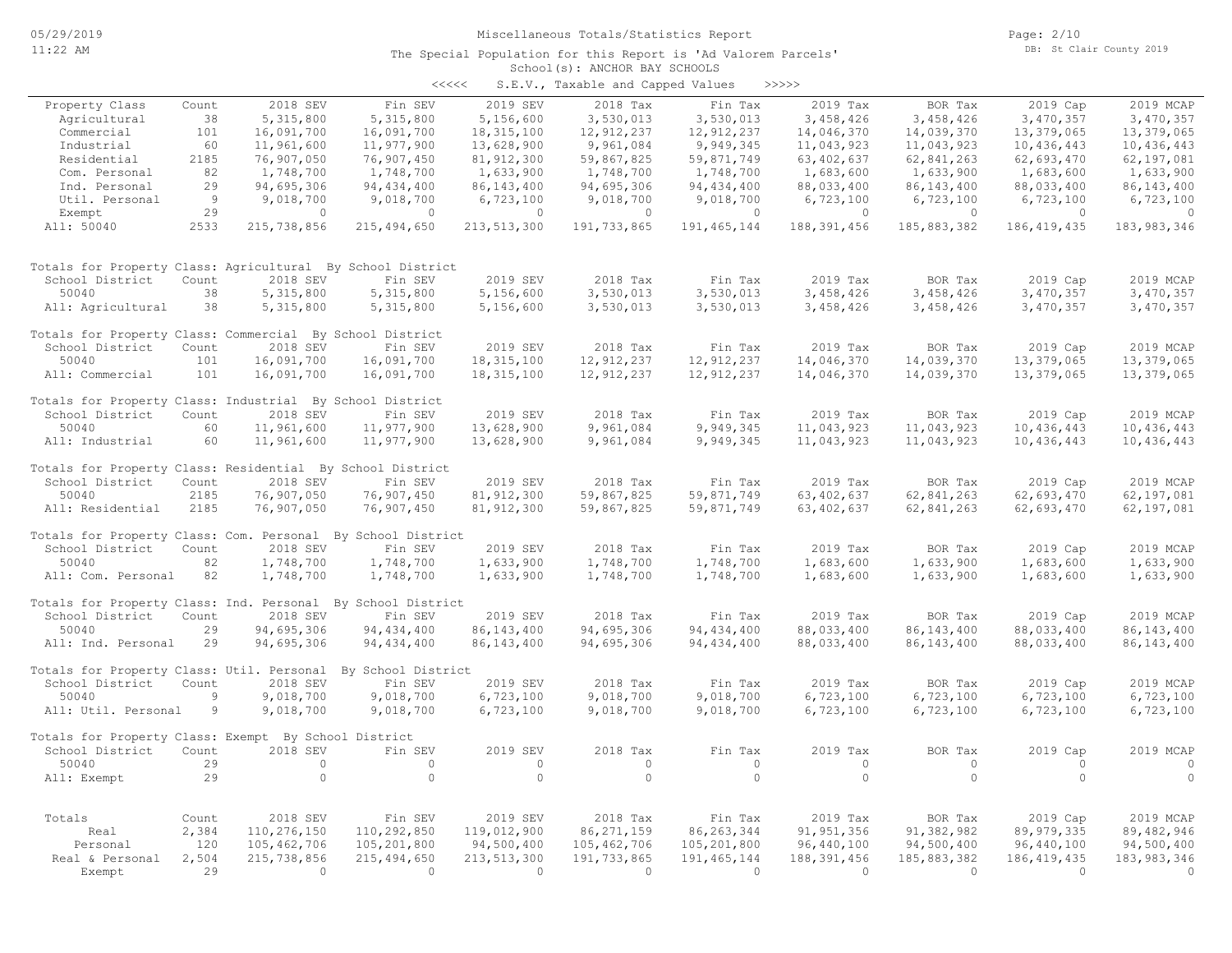# Miscellaneous Totals/Statistics Report

The Special Population for this Report is 'Ad Valorem Parcels'

School(s): ANCHOR BAY SCHOOLS

<<<<< S.E.V., Taxable and Capped Values >>>>>

| Property Class | Count | 2018 SEV | Fin SEV | 2019 SEV | 2018 Tax | Fin Tax | 2019 Tax | BOR Tax | 2019 Cap | 2019 MCAP |
|---|---|---|---|---|---|---|---|---|---|---|
| Agricultural | 38 | 5,315,800 | 5,315,800 | 5,156,600 | 3,530,013 | 3,530,013 | 3,458,426 | 3,458,426 | 3,470,357 | 3,470,357 |
| Commercial | 101 | 16,091,700 | 16,091,700 | 18,315,100 | 12,912,237 | 12,912,237 | 14,046,370 | 14,039,370 | 13,379,065 | 13,379,065 |
| Industrial | 60 | 11,961,600 | 11,977,900 | 13,628,900 | 9,961,084 | 9,949,345 | 11,043,923 | 11,043,923 | 10,436,443 | 10,436,443 |
| Residential | 2185 | 76,907,050 | 76,907,450 | 81,912,300 | 59,867,825 | 59,871,749 | 63,402,637 | 62,841,263 | 62,693,470 | 62,197,081 |
| Com. Personal | 82 | 1,748,700 | 1,748,700 | 1,633,900 | 1,748,700 | 1,748,700 | 1,683,600 | 1,633,900 | 1,683,600 | 1,633,900 |
| Ind. Personal | 29 | 94,695,306 | 94,434,400 | 86,143,400 | 94,695,306 | 94,434,400 | 88,033,400 | 86,143,400 | 88,033,400 | 86,143,400 |
| Util. Personal | 9 | 9,018,700 | 9,018,700 | 6,723,100 | 9,018,700 | 9,018,700 | 6,723,100 | 6,723,100 | 6,723,100 | 6,723,100 |
| Exempt | 29 | 0 | 0 | 0 | 0 | 0 | 0 | 0 | 0 | 0 |
| All: 50040 | 2533 | 215,738,856 | 215,494,650 | 213,513,300 | 191,733,865 | 191,465,144 | 188,391,456 | 185,883,382 | 186,419,435 | 183,983,346 |

Totals for Property Class: Agricultural By School District

| School District | Count | 2018 SEV | Fin SEV | 2019 SEV | 2018 Tax | Fin Tax | 2019 Tax | BOR Tax | 2019 Cap | 2019 MCAP |
|---|---|---|---|---|---|---|---|---|---|---|
| 50040 | 38 | 5,315,800 | 5,315,800 | 5,156,600 | 3,530,013 | 3,530,013 | 3,458,426 | 3,458,426 | 3,470,357 | 3,470,357 |
| All: Agricultural | 38 | 5,315,800 | 5,315,800 | 5,156,600 | 3,530,013 | 3,530,013 | 3,458,426 | 3,458,426 | 3,470,357 | 3,470,357 |

Totals for Property Class: Commercial By School District

| School District | Count | 2018 SEV | Fin SEV | 2019 SEV | 2018 Tax | Fin Tax | 2019 Tax | BOR Tax | 2019 Cap | 2019 MCAP |
|---|---|---|---|---|---|---|---|---|---|---|
| 50040 | 101 | 16,091,700 | 16,091,700 | 18,315,100 | 12,912,237 | 12,912,237 | 14,046,370 | 14,039,370 | 13,379,065 | 13,379,065 |
| All: Commercial | 101 | 16,091,700 | 16,091,700 | 18,315,100 | 12,912,237 | 12,912,237 | 14,046,370 | 14,039,370 | 13,379,065 | 13,379,065 |

Totals for Property Class: Industrial By School District

| School District | Count | 2018 SEV | Fin SEV | 2019 SEV | 2018 Tax | Fin Tax | 2019 Tax | BOR Tax | 2019 Cap | 2019 MCAP |
|---|---|---|---|---|---|---|---|---|---|---|
| 50040 | 60 | 11,961,600 | 11,977,900 | 13,628,900 | 9,961,084 | 9,949,345 | 11,043,923 | 11,043,923 | 10,436,443 | 10,436,443 |
| All: Industrial | 60 | 11,961,600 | 11,977,900 | 13,628,900 | 9,961,084 | 9,949,345 | 11,043,923 | 11,043,923 | 10,436,443 | 10,436,443 |

Totals for Property Class: Residential By School District

| School District | Count | 2018 SEV | Fin SEV | 2019 SEV | 2018 Tax | Fin Tax | 2019 Tax | BOR Tax | 2019 Cap | 2019 MCAP |
|---|---|---|---|---|---|---|---|---|---|---|
| 50040 | 2185 | 76,907,050 | 76,907,450 | 81,912,300 | 59,867,825 | 59,871,749 | 63,402,637 | 62,841,263 | 62,693,470 | 62,197,081 |
| All: Residential | 2185 | 76,907,050 | 76,907,450 | 81,912,300 | 59,867,825 | 59,871,749 | 63,402,637 | 62,841,263 | 62,693,470 | 62,197,081 |

Totals for Property Class: Com. Personal By School District

| School District | Count | 2018 SEV | Fin SEV | 2019 SEV | 2018 Tax | Fin Tax | 2019 Tax | BOR Tax | 2019 Cap | 2019 MCAP |
|---|---|---|---|---|---|---|---|---|---|---|
| 50040 | 82 | 1,748,700 | 1,748,700 | 1,633,900 | 1,748,700 | 1,748,700 | 1,683,600 | 1,633,900 | 1,683,600 | 1,633,900 |
| All: Com. Personal | 82 | 1,748,700 | 1,748,700 | 1,633,900 | 1,748,700 | 1,748,700 | 1,683,600 | 1,633,900 | 1,683,600 | 1,633,900 |

Totals for Property Class: Ind. Personal By School District

| School District | Count | 2018 SEV | Fin SEV | 2019 SEV | 2018 Tax | Fin Tax | 2019 Tax | BOR Tax | 2019 Cap | 2019 MCAP |
|---|---|---|---|---|---|---|---|---|---|---|
| 50040 | 29 | 94,695,306 | 94,434,400 | 86,143,400 | 94,695,306 | 94,434,400 | 88,033,400 | 86,143,400 | 88,033,400 | 86,143,400 |
| All: Ind. Personal | 29 | 94,695,306 | 94,434,400 | 86,143,400 | 94,695,306 | 94,434,400 | 88,033,400 | 86,143,400 | 88,033,400 | 86,143,400 |

Totals for Property Class: Util. Personal By School District

| School District | Count | 2018 SEV | Fin SEV | 2019 SEV | 2018 Tax | Fin Tax | 2019 Tax | BOR Tax | 2019 Cap | 2019 MCAP |
|---|---|---|---|---|---|---|---|---|---|---|
| 50040 | 9 | 9,018,700 | 9,018,700 | 6,723,100 | 9,018,700 | 9,018,700 | 6,723,100 | 6,723,100 | 6,723,100 | 6,723,100 |
| All: Util. Personal | 9 | 9,018,700 | 9,018,700 | 6,723,100 | 9,018,700 | 9,018,700 | 6,723,100 | 6,723,100 | 6,723,100 | 6,723,100 |

Totals for Property Class: Exempt By School District

| School District | Count | 2018 SEV | Fin SEV | 2019 SEV | 2018 Tax | Fin Tax | 2019 Tax | BOR Tax | 2019 Cap | 2019 MCAP |
|---|---|---|---|---|---|---|---|---|---|---|
| 50040 | 29 | 0 | 0 | 0 | 0 | 0 | 0 | 0 | 0 | 0 |
| All: Exempt | 29 | 0 | 0 | 0 | 0 | 0 | 0 | 0 | 0 | 0 |

| Totals | Count | 2018 SEV | Fin SEV | 2019 SEV | 2018 Tax | Fin Tax | 2019 Tax | BOR Tax | 2019 Cap | 2019 MCAP |
|---|---|---|---|---|---|---|---|---|---|---|
| Real | 2,384 | 110,276,150 | 110,292,850 | 119,012,900 | 86,271,159 | 86,263,344 | 91,951,356 | 91,382,982 | 89,979,335 | 89,482,946 |
| Personal | 120 | 105,462,706 | 105,201,800 | 94,500,400 | 105,462,706 | 105,201,800 | 96,440,100 | 94,500,400 | 96,440,100 | 94,500,400 |
| Real & Personal | 2,504 | 215,738,856 | 215,494,650 | 213,513,300 | 191,733,865 | 191,465,144 | 188,391,456 | 185,883,382 | 186,419,435 | 183,983,346 |
| Exempt | 29 | 0 | 0 | 0 | 0 | 0 | 0 | 0 | 0 | 0 |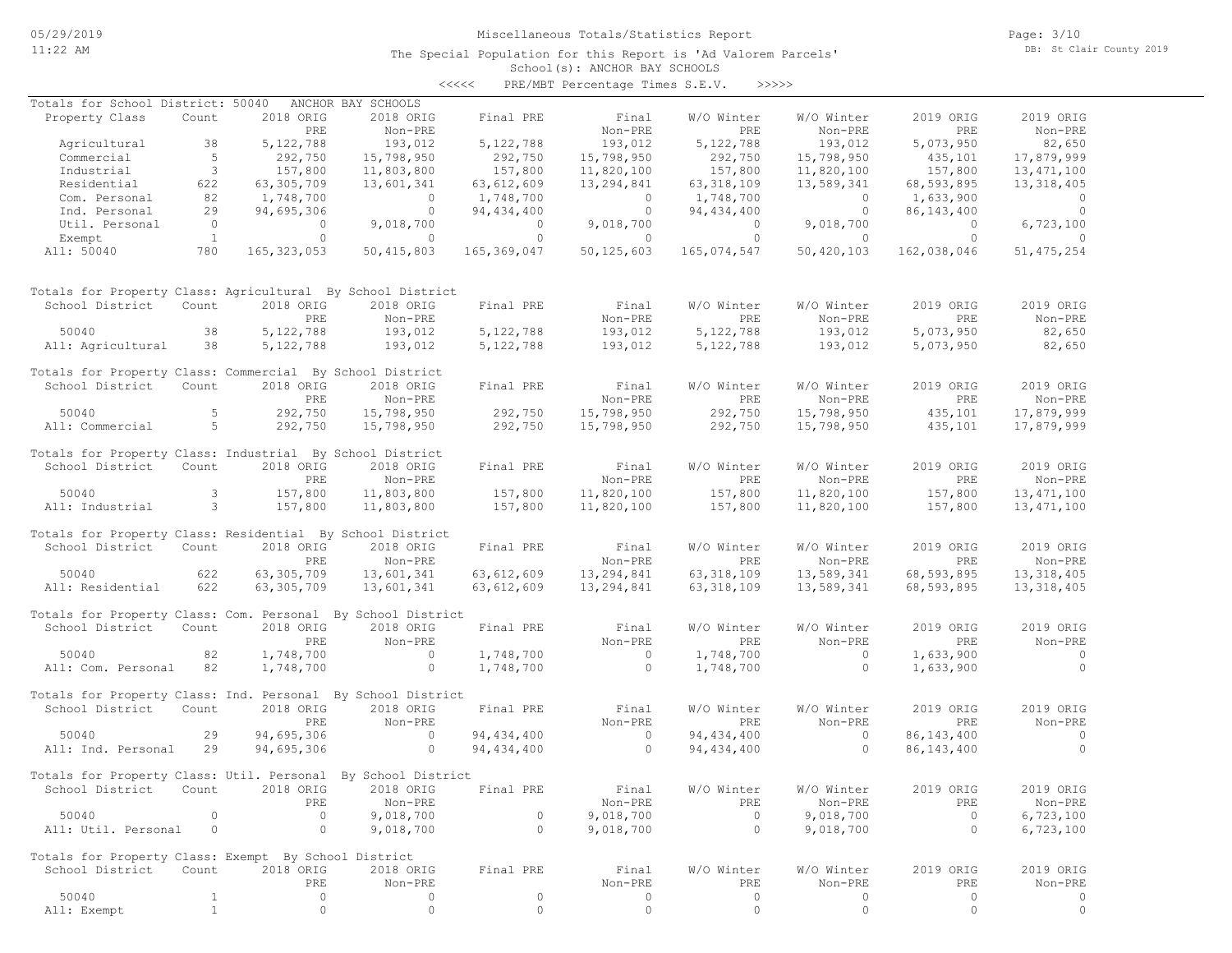Miscellaneous Totals/Statistics Report

The Special Population for this Report is 'Ad Valorem Parcels'

School(s): ANCHOR BAY SCHOOLS

<<<<< PRE/MBT Percentage Times S.E.V. >>>>>

Totals for School District: 50040 ANCHOR BAY SCHOOLS

| Property Class | Count | 2018 ORIG PRE | 2018 ORIG Non-PRE | Final PRE | Final Non-PRE | W/O Winter PRE | W/O Winter Non-PRE | 2019 ORIG PRE | 2019 ORIG Non-PRE |
|---|---|---|---|---|---|---|---|---|---|
| Agricultural | 38 | 5,122,788 | 193,012 | 5,122,788 | 193,012 | 5,122,788 | 193,012 | 5,073,950 | 82,650 |
| Commercial | 5 | 292,750 | 15,798,950 | 292,750 | 15,798,950 | 292,750 | 15,798,950 | 435,101 | 17,879,999 |
| Industrial | 3 | 157,800 | 11,803,800 | 157,800 | 11,820,100 | 157,800 | 11,820,100 | 157,800 | 13,471,100 |
| Residential | 622 | 63,305,709 | 13,601,341 | 63,612,609 | 13,294,841 | 63,318,109 | 13,589,341 | 68,593,895 | 13,318,405 |
| Com. Personal | 82 | 1,748,700 | 0 | 1,748,700 | 0 | 1,748,700 | 0 | 1,633,900 | 0 |
| Ind. Personal | 29 | 94,695,306 | 0 | 94,434,400 | 0 | 94,434,400 | 0 | 86,143,400 | 0 |
| Util. Personal | 0 | 0 | 9,018,700 | 0 | 9,018,700 | 0 | 9,018,700 | 0 | 6,723,100 |
| Exempt | 1 | 0 | 0 | 0 | 0 | 0 | 0 | 0 | 0 |
| All: 50040 | 780 | 165,323,053 | 50,415,803 | 165,369,047 | 50,125,603 | 165,074,547 | 50,420,103 | 162,038,046 | 51,475,254 |

Totals for Property Class: Agricultural By School District

| School District | Count | 2018 ORIG PRE | 2018 ORIG Non-PRE | Final PRE | Final Non-PRE | W/O Winter PRE | W/O Winter Non-PRE | 2019 ORIG PRE | 2019 ORIG Non-PRE |
|---|---|---|---|---|---|---|---|---|---|
| 50040 | 38 | 5,122,788 | 193,012 | 5,122,788 | 193,012 | 5,122,788 | 193,012 | 5,073,950 | 82,650 |
| All: Agricultural | 38 | 5,122,788 | 193,012 | 5,122,788 | 193,012 | 5,122,788 | 193,012 | 5,073,950 | 82,650 |

Totals for Property Class: Commercial By School District

| School District | Count | 2018 ORIG PRE | 2018 ORIG Non-PRE | Final PRE | Final Non-PRE | W/O Winter PRE | W/O Winter Non-PRE | 2019 ORIG PRE | 2019 ORIG Non-PRE |
|---|---|---|---|---|---|---|---|---|---|
| 50040 | 5 | 292,750 | 15,798,950 | 292,750 | 15,798,950 | 292,750 | 15,798,950 | 435,101 | 17,879,999 |
| All: Commercial | 5 | 292,750 | 15,798,950 | 292,750 | 15,798,950 | 292,750 | 15,798,950 | 435,101 | 17,879,999 |

Totals for Property Class: Industrial By School District

| School District | Count | 2018 ORIG PRE | 2018 ORIG Non-PRE | Final PRE | Final Non-PRE | W/O Winter PRE | W/O Winter Non-PRE | 2019 ORIG PRE | 2019 ORIG Non-PRE |
|---|---|---|---|---|---|---|---|---|---|
| 50040 | 3 | 157,800 | 11,803,800 | 157,800 | 11,820,100 | 157,800 | 11,820,100 | 157,800 | 13,471,100 |
| All: Industrial | 3 | 157,800 | 11,803,800 | 157,800 | 11,820,100 | 157,800 | 11,820,100 | 157,800 | 13,471,100 |

Totals for Property Class: Residential By School District

| School District | Count | 2018 ORIG PRE | 2018 ORIG Non-PRE | Final PRE | Final Non-PRE | W/O Winter PRE | W/O Winter Non-PRE | 2019 ORIG PRE | 2019 ORIG Non-PRE |
|---|---|---|---|---|---|---|---|---|---|
| 50040 | 622 | 63,305,709 | 13,601,341 | 63,612,609 | 13,294,841 | 63,318,109 | 13,589,341 | 68,593,895 | 13,318,405 |
| All: Residential | 622 | 63,305,709 | 13,601,341 | 63,612,609 | 13,294,841 | 63,318,109 | 13,589,341 | 68,593,895 | 13,318,405 |

Totals for Property Class: Com. Personal By School District

| School District | Count | 2018 ORIG PRE | 2018 ORIG Non-PRE | Final PRE | Final Non-PRE | W/O Winter PRE | W/O Winter Non-PRE | 2019 ORIG PRE | 2019 ORIG Non-PRE |
|---|---|---|---|---|---|---|---|---|---|
| 50040 | 82 | 1,748,700 | 0 | 1,748,700 | 0 | 1,748,700 | 0 | 1,633,900 | 0 |
| All: Com. Personal | 82 | 1,748,700 | 0 | 1,748,700 | 0 | 1,748,700 | 0 | 1,633,900 | 0 |

Totals for Property Class: Ind. Personal By School District

| School District | Count | 2018 ORIG PRE | 2018 ORIG Non-PRE | Final PRE | Final Non-PRE | W/O Winter PRE | W/O Winter Non-PRE | 2019 ORIG PRE | 2019 ORIG Non-PRE |
|---|---|---|---|---|---|---|---|---|---|
| 50040 | 29 | 94,695,306 | 0 | 94,434,400 | 0 | 94,434,400 | 0 | 86,143,400 | 0 |
| All: Ind. Personal | 29 | 94,695,306 | 0 | 94,434,400 | 0 | 94,434,400 | 0 | 86,143,400 | 0 |

Totals for Property Class: Util. Personal By School District

| School District | Count | 2018 ORIG PRE | 2018 ORIG Non-PRE | Final PRE | Final Non-PRE | W/O Winter PRE | W/O Winter Non-PRE | 2019 ORIG PRE | 2019 ORIG Non-PRE |
|---|---|---|---|---|---|---|---|---|---|
| 50040 | 0 | 0 | 9,018,700 | 0 | 9,018,700 | 0 | 9,018,700 | 0 | 6,723,100 |
| All: Util. Personal | 0 | 0 | 9,018,700 | 0 | 9,018,700 | 0 | 9,018,700 | 0 | 6,723,100 |

Totals for Property Class: Exempt By School District

| School District | Count | 2018 ORIG PRE | 2018 ORIG Non-PRE | Final PRE | Final Non-PRE | W/O Winter PRE | W/O Winter Non-PRE | 2019 ORIG PRE | 2019 ORIG Non-PRE |
|---|---|---|---|---|---|---|---|---|---|
| 50040 | 1 | 0 | 0 | 0 | 0 | 0 | 0 | 0 | 0 |
| All: Exempt | 1 | 0 | 0 | 0 | 0 | 0 | 0 | 0 | 0 |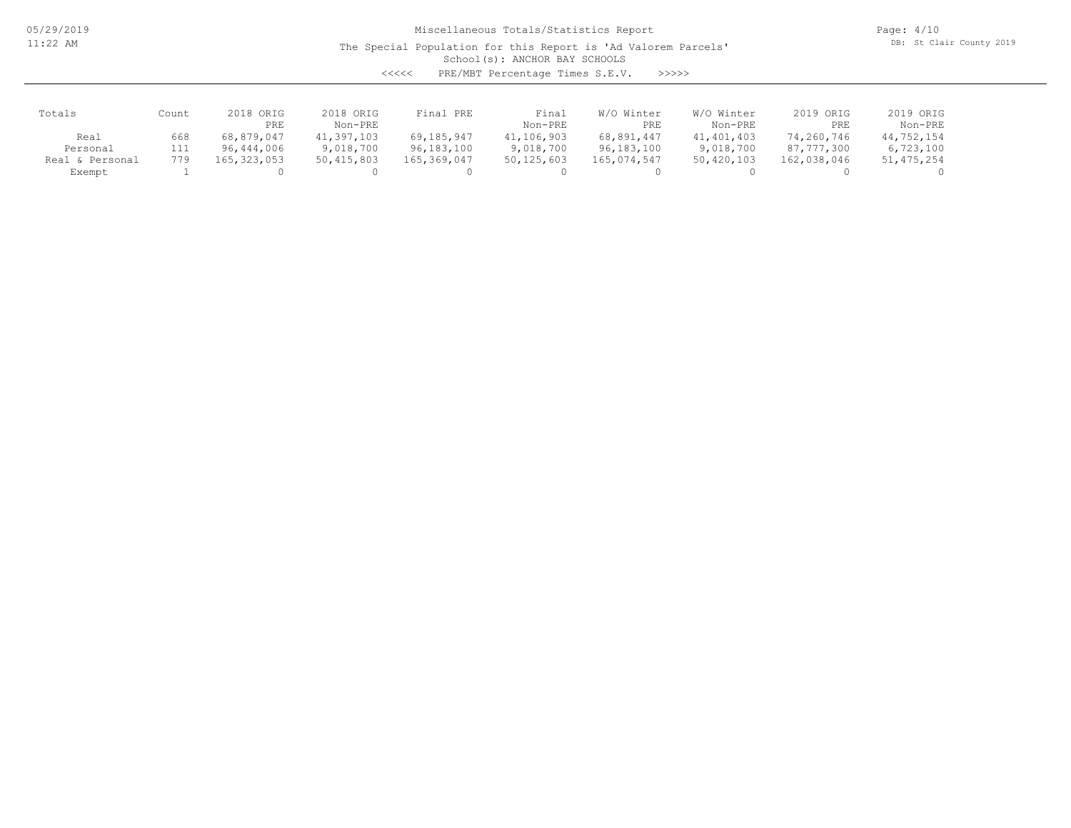Miscellaneous Totals/Statistics Report

The Special Population for this Report is 'Ad Valorem Parcels'

School(s): ANCHOR BAY SCHOOLS

<<<<< PRE/MBT Percentage Times S.E.V. >>>>>

| Totals | Count | 2018 ORIG PRE | 2018 ORIG Non-PRE | Final PRE | Final Non-PRE | W/O Winter PRE | W/O Winter Non-PRE | 2019 ORIG PRE | 2019 ORIG Non-PRE |
|---|---|---|---|---|---|---|---|---|---|
| Real | 668 | 68,879,047 | 41,397,103 | 69,185,947 | 41,106,903 | 68,891,447 | 41,401,403 | 74,260,746 | 44,752,154 |
| Personal | 111 | 96,444,006 | 9,018,700 | 96,183,100 | 9,018,700 | 96,183,100 | 9,018,700 | 87,777,300 | 6,723,100 |
| Real & Personal | 779 | 165,323,053 | 50,415,803 | 165,369,047 | 50,125,603 | 165,074,547 | 50,420,103 | 162,038,046 | 51,475,254 |
| Exempt | 1 | 0 | 0 | 0 | 0 | 0 | 0 | 0 | 0 |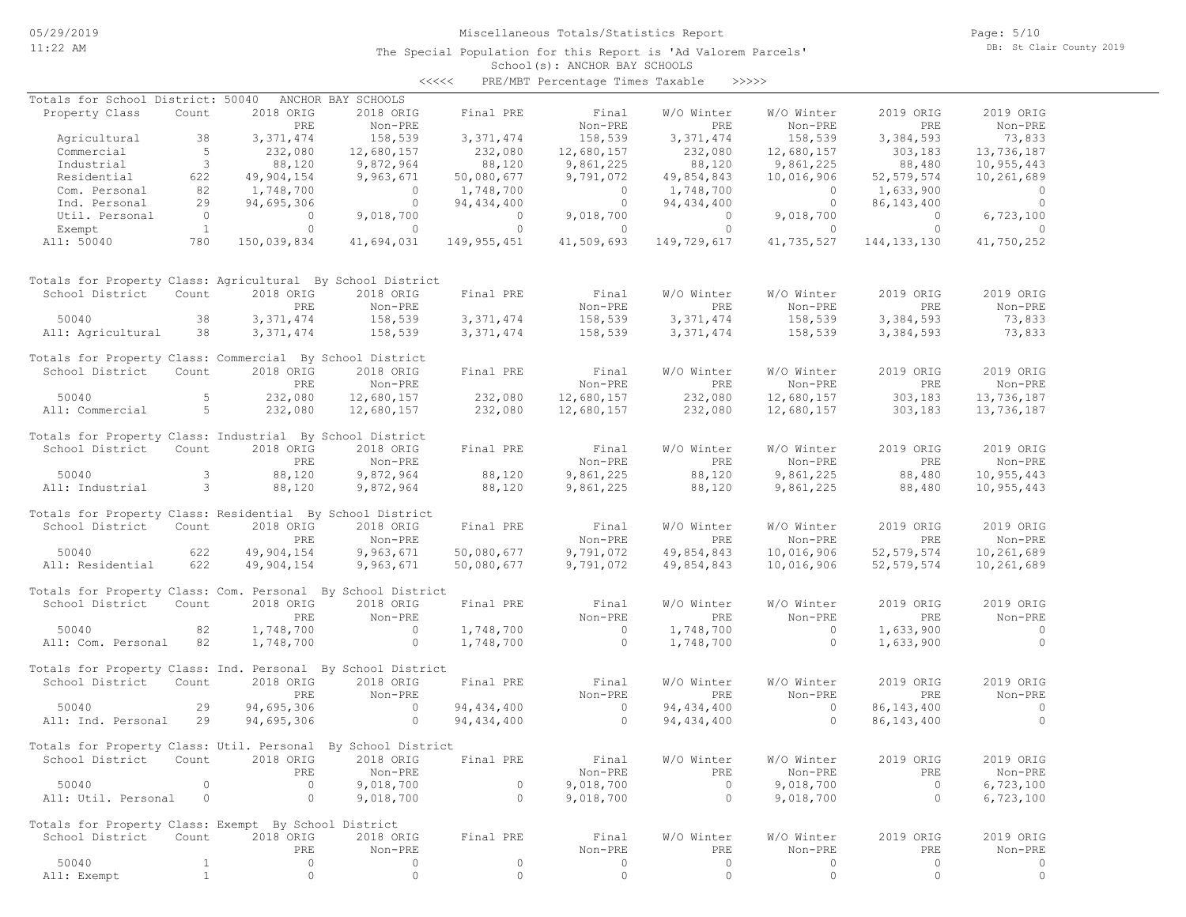Miscellaneous Totals/Statistics Report

The Special Population for this Report is 'Ad Valorem Parcels'

School(s): ANCHOR BAY SCHOOLS

<<<<< PRE/MBT Percentage Times Taxable >>>>>

Totals for School District: 50040 ANCHOR BAY SCHOOLS

| Property Class | Count | 2018 ORIG PRE | 2018 ORIG Non-PRE | Final PRE | Final Non-PRE | W/O Winter PRE | W/O Winter Non-PRE | 2019 ORIG PRE | 2019 ORIG Non-PRE |
|---|---|---|---|---|---|---|---|---|---|
| Agricultural | 38 | 3,371,474 | 158,539 | 3,371,474 | 158,539 | 3,371,474 | 158,539 | 3,384,593 | 73,833 |
| Commercial | 5 | 232,080 | 12,680,157 | 232,080 | 12,680,157 | 232,080 | 12,680,157 | 303,183 | 13,736,187 |
| Industrial | 3 | 88,120 | 9,872,964 | 88,120 | 9,861,225 | 88,120 | 9,861,225 | 88,480 | 10,955,443 |
| Residential | 622 | 49,904,154 | 9,963,671 | 50,080,677 | 9,791,072 | 49,854,843 | 10,016,906 | 52,579,574 | 10,261,689 |
| Com. Personal | 82 | 1,748,700 | 0 | 1,748,700 | 0 | 1,748,700 | 0 | 1,633,900 | 0 |
| Ind. Personal | 29 | 94,695,306 | 0 | 94,434,400 | 0 | 94,434,400 | 0 | 86,143,400 | 0 |
| Util. Personal | 0 | 0 | 9,018,700 | 0 | 9,018,700 | 0 | 9,018,700 | 0 | 6,723,100 |
| Exempt | 1 | 0 | 0 | 0 | 0 | 0 | 0 | 0 | 0 |
| All: 50040 | 780 | 150,039,834 | 41,694,031 | 149,955,451 | 41,509,693 | 149,729,617 | 41,735,527 | 144,133,130 | 41,750,252 |

Totals for Property Class: Agricultural By School District

| School District | Count | 2018 ORIG PRE | 2018 ORIG Non-PRE | Final PRE | Final Non-PRE | W/O Winter PRE | W/O Winter Non-PRE | 2019 ORIG PRE | 2019 ORIG Non-PRE |
|---|---|---|---|---|---|---|---|---|---|
| 50040 | 38 | 3,371,474 | 158,539 | 3,371,474 | 158,539 | 3,371,474 | 158,539 | 3,384,593 | 73,833 |
| All: Agricultural | 38 | 3,371,474 | 158,539 | 3,371,474 | 158,539 | 3,371,474 | 158,539 | 3,384,593 | 73,833 |

Totals for Property Class: Commercial By School District

| School District | Count | 2018 ORIG PRE | 2018 ORIG Non-PRE | Final PRE | Final Non-PRE | W/O Winter PRE | W/O Winter Non-PRE | 2019 ORIG PRE | 2019 ORIG Non-PRE |
|---|---|---|---|---|---|---|---|---|---|
| 50040 | 5 | 232,080 | 12,680,157 | 232,080 | 12,680,157 | 232,080 | 12,680,157 | 303,183 | 13,736,187 |
| All: Commercial | 5 | 232,080 | 12,680,157 | 232,080 | 12,680,157 | 232,080 | 12,680,157 | 303,183 | 13,736,187 |

Totals for Property Class: Industrial By School District

| School District | Count | 2018 ORIG PRE | 2018 ORIG Non-PRE | Final PRE | Final Non-PRE | W/O Winter PRE | W/O Winter Non-PRE | 2019 ORIG PRE | 2019 ORIG Non-PRE |
|---|---|---|---|---|---|---|---|---|---|
| 50040 | 3 | 88,120 | 9,872,964 | 88,120 | 9,861,225 | 88,120 | 9,861,225 | 88,480 | 10,955,443 |
| All: Industrial | 3 | 88,120 | 9,872,964 | 88,120 | 9,861,225 | 88,120 | 9,861,225 | 88,480 | 10,955,443 |

Totals for Property Class: Residential By School District

| School District | Count | 2018 ORIG PRE | 2018 ORIG Non-PRE | Final PRE | Final Non-PRE | W/O Winter PRE | W/O Winter Non-PRE | 2019 ORIG PRE | 2019 ORIG Non-PRE |
|---|---|---|---|---|---|---|---|---|---|
| 50040 | 622 | 49,904,154 | 9,963,671 | 50,080,677 | 9,791,072 | 49,854,843 | 10,016,906 | 52,579,574 | 10,261,689 |
| All: Residential | 622 | 49,904,154 | 9,963,671 | 50,080,677 | 9,791,072 | 49,854,843 | 10,016,906 | 52,579,574 | 10,261,689 |

Totals for Property Class: Com. Personal By School District

| School District | Count | 2018 ORIG PRE | 2018 ORIG Non-PRE | Final PRE | Final Non-PRE | W/O Winter PRE | W/O Winter Non-PRE | 2019 ORIG PRE | 2019 ORIG Non-PRE |
|---|---|---|---|---|---|---|---|---|---|
| 50040 | 82 | 1,748,700 | 0 | 1,748,700 | 0 | 1,748,700 | 0 | 1,633,900 | 0 |
| All: Com. Personal | 82 | 1,748,700 | 0 | 1,748,700 | 0 | 1,748,700 | 0 | 1,633,900 | 0 |

Totals for Property Class: Ind. Personal By School District

| School District | Count | 2018 ORIG PRE | 2018 ORIG Non-PRE | Final PRE | Final Non-PRE | W/O Winter PRE | W/O Winter Non-PRE | 2019 ORIG PRE | 2019 ORIG Non-PRE |
|---|---|---|---|---|---|---|---|---|---|
| 50040 | 29 | 94,695,306 | 0 | 94,434,400 | 0 | 94,434,400 | 0 | 86,143,400 | 0 |
| All: Ind. Personal | 29 | 94,695,306 | 0 | 94,434,400 | 0 | 94,434,400 | 0 | 86,143,400 | 0 |

Totals for Property Class: Util. Personal By School District

| School District | Count | 2018 ORIG PRE | 2018 ORIG Non-PRE | Final PRE | Final Non-PRE | W/O Winter PRE | W/O Winter Non-PRE | 2019 ORIG PRE | 2019 ORIG Non-PRE |
|---|---|---|---|---|---|---|---|---|---|
| 50040 | 0 | 0 | 9,018,700 | 0 | 9,018,700 | 0 | 9,018,700 | 0 | 6,723,100 |
| All: Util. Personal | 0 | 0 | 9,018,700 | 0 | 9,018,700 | 0 | 9,018,700 | 0 | 6,723,100 |

Totals for Property Class: Exempt By School District

| School District | Count | 2018 ORIG PRE | 2018 ORIG Non-PRE | Final PRE | Final Non-PRE | W/O Winter PRE | W/O Winter Non-PRE | 2019 ORIG PRE | 2019 ORIG Non-PRE |
|---|---|---|---|---|---|---|---|---|---|
| 50040 | 1 | 0 | 0 | 0 | 0 | 0 | 0 | 0 | 0 |
| All: Exempt | 1 | 0 | 0 | 0 | 0 | 0 | 0 | 0 | 0 |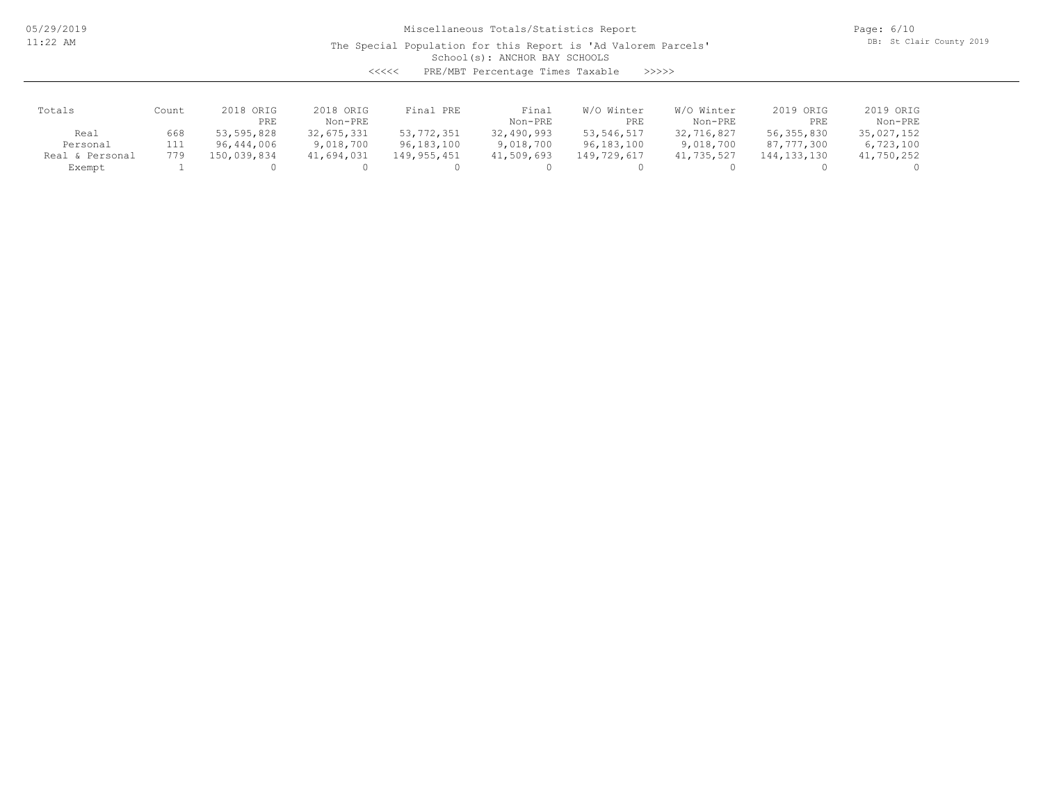Miscellaneous Totals/Statistics Report

The Special Population for this Report is 'Ad Valorem Parcels'

School(s): ANCHOR BAY SCHOOLS

<<<<< PRE/MBT Percentage Times Taxable >>>>>

| Totals | Count | 2018 ORIG PRE | 2018 ORIG Non-PRE | Final PRE | Final Non-PRE | W/O Winter PRE | W/O Winter Non-PRE | 2019 ORIG PRE | 2019 ORIG Non-PRE |
|---|---|---|---|---|---|---|---|---|---|
| Real | 668 | 53,595,828 | 32,675,331 | 53,772,351 | 32,490,993 | 53,546,517 | 32,716,827 | 56,355,830 | 35,027,152 |
| Personal | 111 | 96,444,006 | 9,018,700 | 96,183,100 | 9,018,700 | 96,183,100 | 9,018,700 | 87,777,300 | 6,723,100 |
| Real & Personal | 779 | 150,039,834 | 41,694,031 | 149,955,451 | 41,509,693 | 149,729,617 | 41,735,527 | 144,133,130 | 41,750,252 |
| Exempt | 1 | 0 | 0 | 0 | 0 | 0 | 0 | 0 | 0 |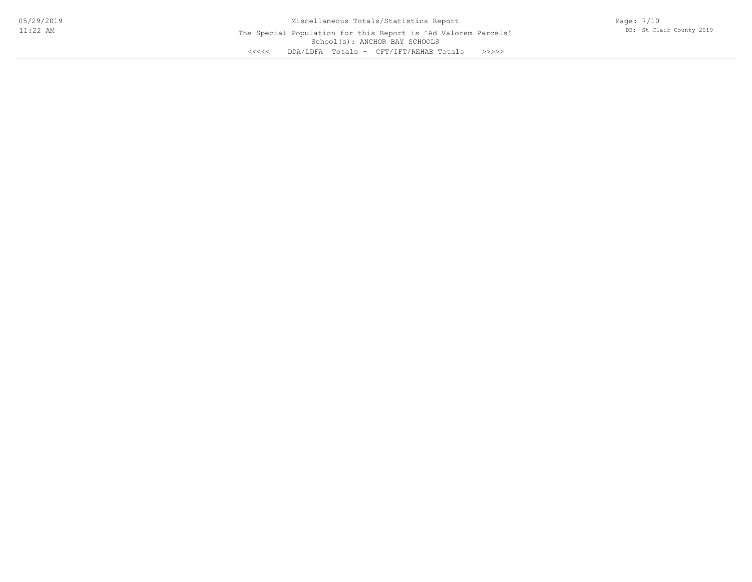# Miscellaneous Totals/Statistics Report

The Special Population for this Report is 'Ad Valorem Parcels'

School(s): ANCHOR BAY SCHOOLS

## <<<<< DDA/LDFA Totals - CFT/IFT/REHAB Totals >>>>>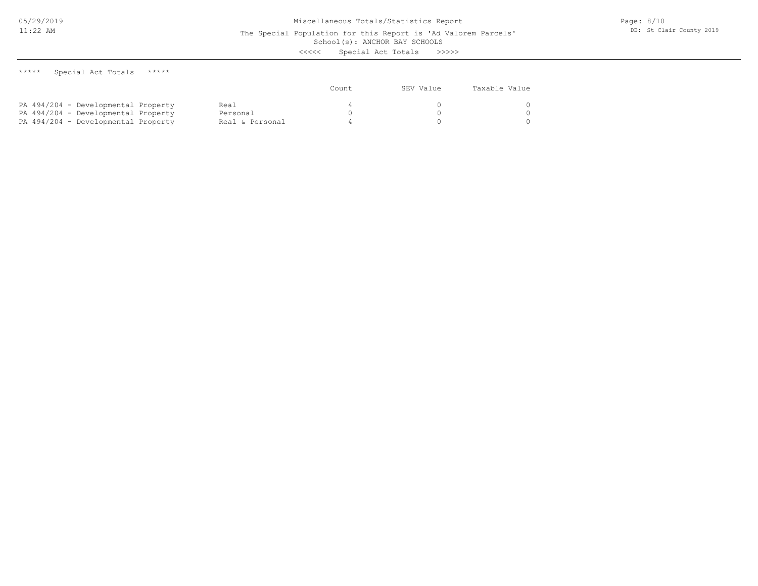# Miscellaneous Totals/Statistics Report

The Special Population for this Report is 'Ad Valorem Parcels'

School(s): ANCHOR BAY SCHOOLS

<<<<< Special Act Totals >>>>>

***** Special Act Totals *****

| | | Count | SEV Value | Taxable Value |
|---|---|---|---|---|
| PA 494/204 - Developmental Property | Real | 4 | 0 | 0 |
| PA 494/204 - Developmental Property | Personal | 0 | 0 | 0 |
| PA 494/204 - Developmental Property | Real & Personal | 4 | 0 | 0 |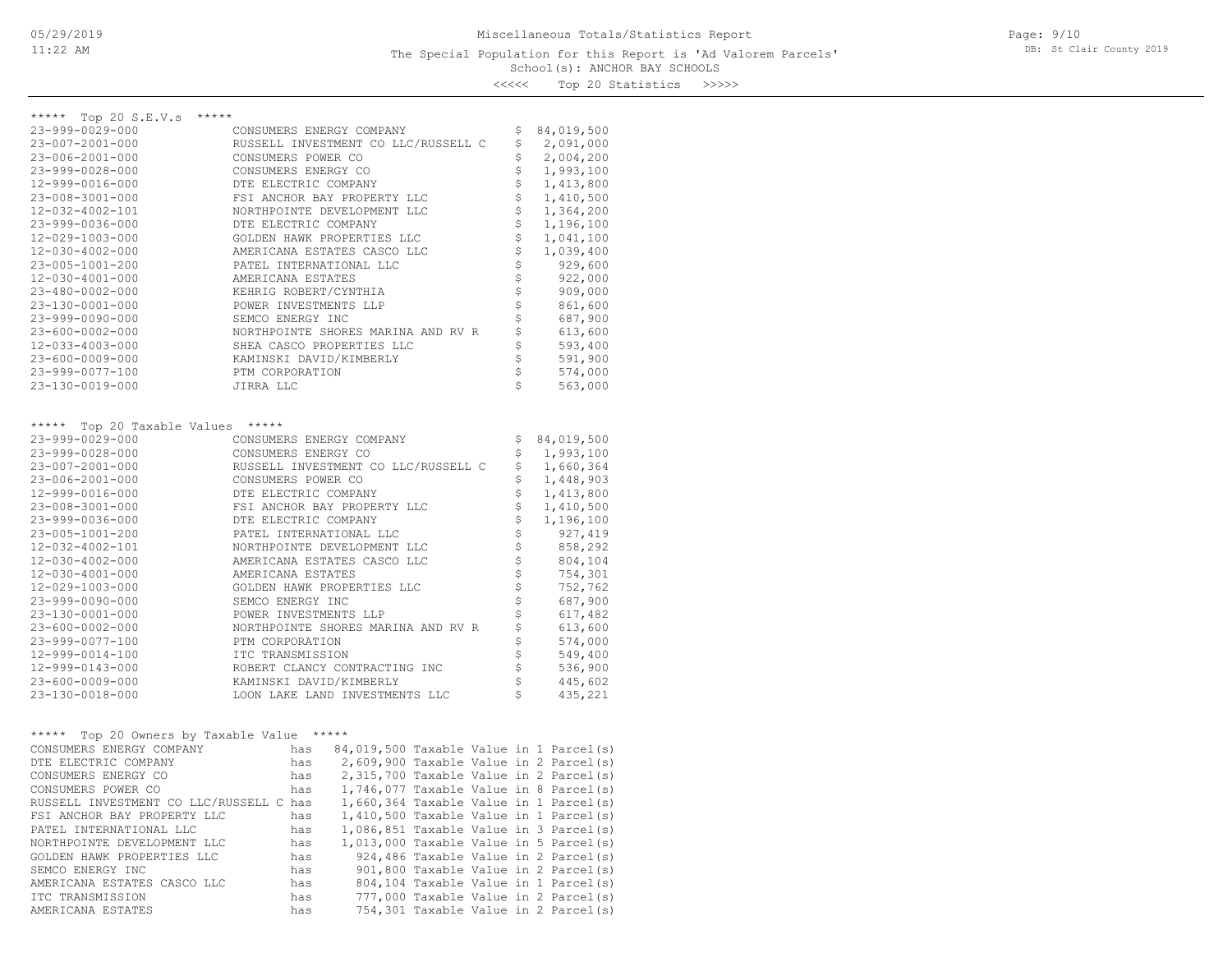Miscellaneous Totals/Statistics Report

The Special Population for this Report is 'Ad Valorem Parcels'

School(s): ANCHOR BAY SCHOOLS

<<<<< Top 20 Statistics >>>>>

## ***** Top 20 S.E.V.s *****

| Parcel | Owner | S.E.V. |
|---|---|---|
| 23-999-0029-000 | CONSUMERS ENERGY COMPANY | $ 84,019,500 |
| 23-007-2001-000 | RUSSELL INVESTMENT CO LLC/RUSSELL C | $ 2,091,000 |
| 23-006-2001-000 | CONSUMERS POWER CO | $ 2,004,200 |
| 23-999-0028-000 | CONSUMERS ENERGY CO | $ 1,993,100 |
| 12-999-0016-000 | DTE ELECTRIC COMPANY | $ 1,413,800 |
| 23-008-3001-000 | FSI ANCHOR BAY PROPERTY LLC | $ 1,410,500 |
| 12-032-4002-101 | NORTHPOINTE DEVELOPMENT LLC | $ 1,364,200 |
| 23-999-0036-000 | DTE ELECTRIC COMPANY | $ 1,196,100 |
| 12-029-1003-000 | GOLDEN HAWK PROPERTIES LLC | $ 1,041,100 |
| 12-030-4002-000 | AMERICANA ESTATES CASCO LLC | $ 1,039,400 |
| 23-005-1001-200 | PATEL INTERNATIONAL LLC | $ 929,600 |
| 12-030-4001-000 | AMERICANA ESTATES | $ 922,000 |
| 23-480-0002-000 | KEHRIG ROBERT/CYNTHIA | $ 909,000 |
| 23-130-0001-000 | POWER INVESTMENTS LLP | $ 861,600 |
| 23-999-0090-000 | SEMCO ENERGY INC | $ 687,900 |
| 23-600-0002-000 | NORTHPOINTE SHORES MARINA AND RV R | $ 613,600 |
| 12-033-4003-000 | SHEA CASCO PROPERTIES LLC | $ 593,400 |
| 23-600-0009-000 | KAMINSKI DAVID/KIMBERLY | $ 591,900 |
| 23-999-0077-100 | PTM CORPORATION | $ 574,000 |
| 23-130-0019-000 | JIRRA LLC | $ 563,000 |

## ***** Top 20 Taxable Values *****

| Parcel | Owner | Taxable Value |
|---|---|---|
| 23-999-0029-000 | CONSUMERS ENERGY COMPANY | $ 84,019,500 |
| 23-999-0028-000 | CONSUMERS ENERGY CO | $ 1,993,100 |
| 23-007-2001-000 | RUSSELL INVESTMENT CO LLC/RUSSELL C | $ 1,660,364 |
| 23-006-2001-000 | CONSUMERS POWER CO | $ 1,448,903 |
| 12-999-0016-000 | DTE ELECTRIC COMPANY | $ 1,413,800 |
| 23-008-3001-000 | FSI ANCHOR BAY PROPERTY LLC | $ 1,410,500 |
| 23-999-0036-000 | DTE ELECTRIC COMPANY | $ 1,196,100 |
| 23-005-1001-200 | PATEL INTERNATIONAL LLC | $ 927,419 |
| 12-032-4002-101 | NORTHPOINTE DEVELOPMENT LLC | $ 858,292 |
| 12-030-4002-000 | AMERICANA ESTATES CASCO LLC | $ 804,104 |
| 12-030-4001-000 | AMERICANA ESTATES | $ 754,301 |
| 12-029-1003-000 | GOLDEN HAWK PROPERTIES LLC | $ 752,762 |
| 23-999-0090-000 | SEMCO ENERGY INC | $ 687,900 |
| 23-130-0001-000 | POWER INVESTMENTS LLP | $ 617,482 |
| 23-600-0002-000 | NORTHPOINTE SHORES MARINA AND RV R | $ 613,600 |
| 23-999-0077-100 | PTM CORPORATION | $ 574,000 |
| 12-999-0014-100 | ITC TRANSMISSION | $ 549,400 |
| 12-999-0143-000 | ROBERT CLANCY CONTRACTING INC | $ 536,900 |
| 23-600-0009-000 | KAMINSKI DAVID/KIMBERLY | $ 445,602 |
| 23-130-0018-000 | LOON LAKE LAND INVESTMENTS LLC | $ 435,221 |

## ***** Top 20 Owners by Taxable Value *****

```
CONSUMERS ENERGY COMPANY              has  84,019,500 Taxable Value in 1 Parcel(s)
DTE ELECTRIC COMPANY                  has   2,609,900 Taxable Value in 2 Parcel(s)
CONSUMERS ENERGY CO                   has   2,315,700 Taxable Value in 2 Parcel(s)
CONSUMERS POWER CO                    has   1,746,077 Taxable Value in 8 Parcel(s)
RUSSELL INVESTMENT CO LLC/RUSSELL C   has   1,660,364 Taxable Value in 1 Parcel(s)
FSI ANCHOR BAY PROPERTY LLC           has   1,410,500 Taxable Value in 1 Parcel(s)
PATEL INTERNATIONAL LLC               has   1,086,851 Taxable Value in 3 Parcel(s)
NORTHPOINTE DEVELOPMENT LLC           has   1,013,000 Taxable Value in 5 Parcel(s)
GOLDEN HAWK PROPERTIES LLC            has     924,486 Taxable Value in 2 Parcel(s)
SEMCO ENERGY INC                      has     901,800 Taxable Value in 2 Parcel(s)
AMERICANA ESTATES CASCO LLC           has     804,104 Taxable Value in 1 Parcel(s)
ITC TRANSMISSION                      has     777,000 Taxable Value in 2 Parcel(s)
AMERICANA ESTATES                     has     754,301 Taxable Value in 2 Parcel(s)
```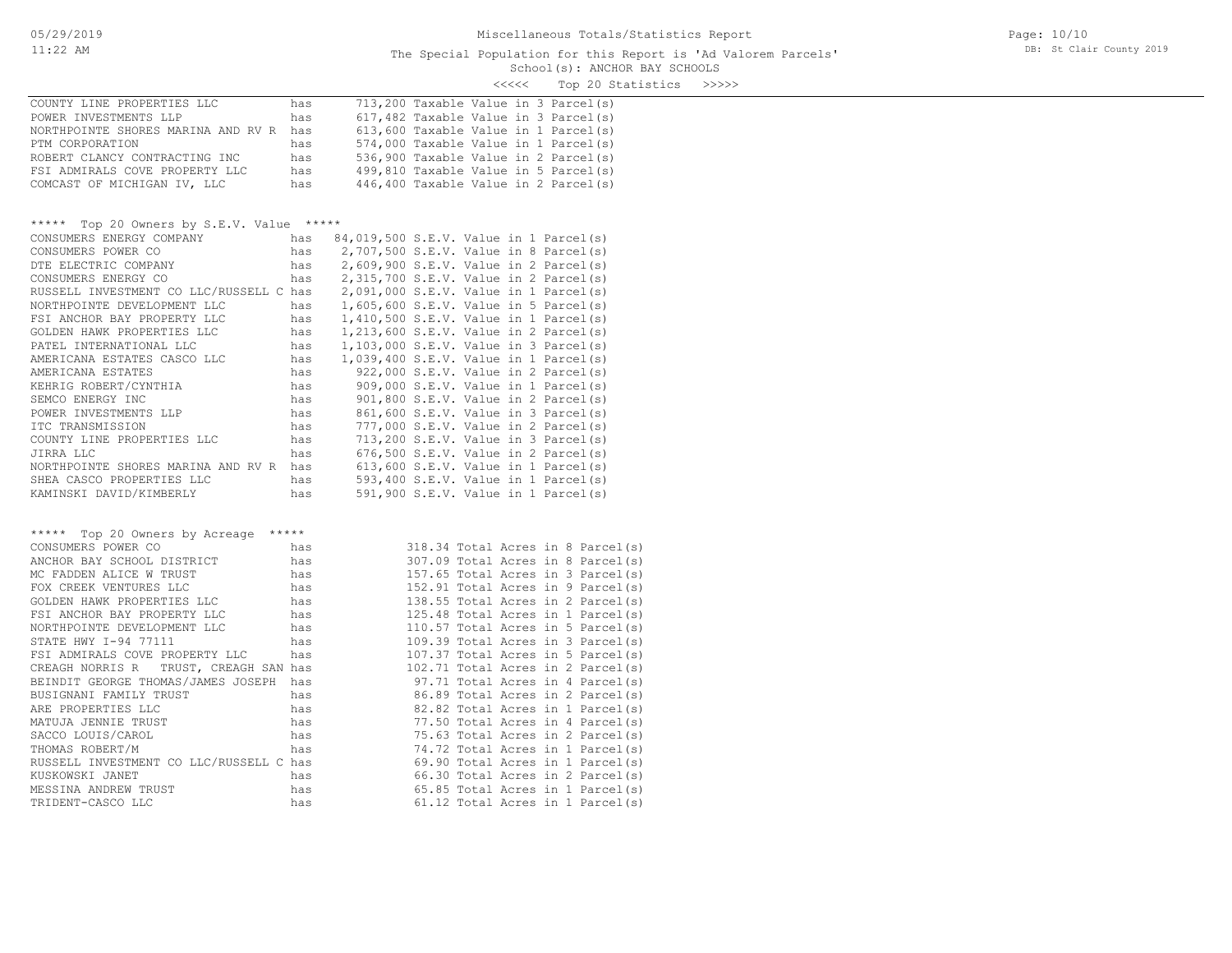## The Special Population for this Report is 'Ad Valorem Parcels'

School(s): ANCHOR BAY SCHOOLS

<<<<< Top 20 Statistics >>>>>

| | | |
|---|---|---|
| COUNTY LINE PROPERTIES LLC | has | 713,200 Taxable Value in 3 Parcel(s) |
| POWER INVESTMENTS LLP | has | 617,482 Taxable Value in 3 Parcel(s) |
| NORTHPOINTE SHORES MARINA AND RV R | has | 613,600 Taxable Value in 1 Parcel(s) |
| PTM CORPORATION | has | 574,000 Taxable Value in 1 Parcel(s) |
| ROBERT CLANCY CONTRACTING INC | has | 536,900 Taxable Value in 2 Parcel(s) |
| FSI ADMIRALS COVE PROPERTY LLC | has | 499,810 Taxable Value in 5 Parcel(s) |
| COMCAST OF MICHIGAN IV, LLC | has | 446,400 Taxable Value in 2 Parcel(s) |

***** Top 20 Owners by S.E.V. Value *****

| | | |
|---|---|---|
| CONSUMERS ENERGY COMPANY | has | 84,019,500 S.E.V. Value in 1 Parcel(s) |
| CONSUMERS POWER CO | has | 2,707,500 S.E.V. Value in 8 Parcel(s) |
| DTE ELECTRIC COMPANY | has | 2,609,900 S.E.V. Value in 2 Parcel(s) |
| CONSUMERS ENERGY CO | has | 2,315,700 S.E.V. Value in 2 Parcel(s) |
| RUSSELL INVESTMENT CO LLC/RUSSELL C | has | 2,091,000 S.E.V. Value in 1 Parcel(s) |
| NORTHPOINTE DEVELOPMENT LLC | has | 1,605,600 S.E.V. Value in 5 Parcel(s) |
| FSI ANCHOR BAY PROPERTY LLC | has | 1,410,500 S.E.V. Value in 1 Parcel(s) |
| GOLDEN HAWK PROPERTIES LLC | has | 1,213,600 S.E.V. Value in 2 Parcel(s) |
| PATEL INTERNATIONAL LLC | has | 1,103,000 S.E.V. Value in 3 Parcel(s) |
| AMERICANA ESTATES CASCO LLC | has | 1,039,400 S.E.V. Value in 1 Parcel(s) |
| AMERICANA ESTATES | has | 922,000 S.E.V. Value in 2 Parcel(s) |
| KEHRIG ROBERT/CYNTHIA | has | 909,000 S.E.V. Value in 1 Parcel(s) |
| SEMCO ENERGY INC | has | 901,800 S.E.V. Value in 2 Parcel(s) |
| POWER INVESTMENTS LLP | has | 861,600 S.E.V. Value in 3 Parcel(s) |
| ITC TRANSMISSION | has | 777,000 S.E.V. Value in 2 Parcel(s) |
| COUNTY LINE PROPERTIES LLC | has | 713,200 S.E.V. Value in 3 Parcel(s) |
| JIRRA LLC | has | 676,500 S.E.V. Value in 2 Parcel(s) |
| NORTHPOINTE SHORES MARINA AND RV R | has | 613,600 S.E.V. Value in 1 Parcel(s) |
| SHEA CASCO PROPERTIES LLC | has | 593,400 S.E.V. Value in 1 Parcel(s) |
| KAMINSKI DAVID/KIMBERLY | has | 591,900 S.E.V. Value in 1 Parcel(s) |

***** Top 20 Owners by Acreage *****

| | | |
|---|---|---|
| CONSUMERS POWER CO | has | 318.34 Total Acres in 8 Parcel(s) |
| ANCHOR BAY SCHOOL DISTRICT | has | 307.09 Total Acres in 8 Parcel(s) |
| MC FADDEN ALICE W TRUST | has | 157.65 Total Acres in 3 Parcel(s) |
| FOX CREEK VENTURES LLC | has | 152.91 Total Acres in 9 Parcel(s) |
| GOLDEN HAWK PROPERTIES LLC | has | 138.55 Total Acres in 2 Parcel(s) |
| FSI ANCHOR BAY PROPERTY LLC | has | 125.48 Total Acres in 1 Parcel(s) |
| NORTHPOINTE DEVELOPMENT LLC | has | 110.57 Total Acres in 5 Parcel(s) |
| STATE HWY I-94 77111 | has | 109.39 Total Acres in 3 Parcel(s) |
| FSI ADMIRALS COVE PROPERTY LLC | has | 107.37 Total Acres in 5 Parcel(s) |
| CREAGH NORRIS R TRUST, CREAGH SAN | has | 102.71 Total Acres in 2 Parcel(s) |
| BEINDIT GEORGE THOMAS/JAMES JOSEPH | has | 97.71 Total Acres in 4 Parcel(s) |
| BUSIGNANI FAMILY TRUST | has | 86.89 Total Acres in 2 Parcel(s) |
| ARE PROPERTIES LLC | has | 82.82 Total Acres in 1 Parcel(s) |
| MATUJA JENNIE TRUST | has | 77.50 Total Acres in 4 Parcel(s) |
| SACCO LOUIS/CAROL | has | 75.63 Total Acres in 2 Parcel(s) |
| THOMAS ROBERT/M | has | 74.72 Total Acres in 1 Parcel(s) |
| RUSSELL INVESTMENT CO LLC/RUSSELL C | has | 69.90 Total Acres in 1 Parcel(s) |
| KUSKOWSKI JANET | has | 66.30 Total Acres in 2 Parcel(s) |
| MESSINA ANDREW TRUST | has | 65.85 Total Acres in 1 Parcel(s) |
| TRIDENT-CASCO LLC | has | 61.12 Total Acres in 1 Parcel(s) |